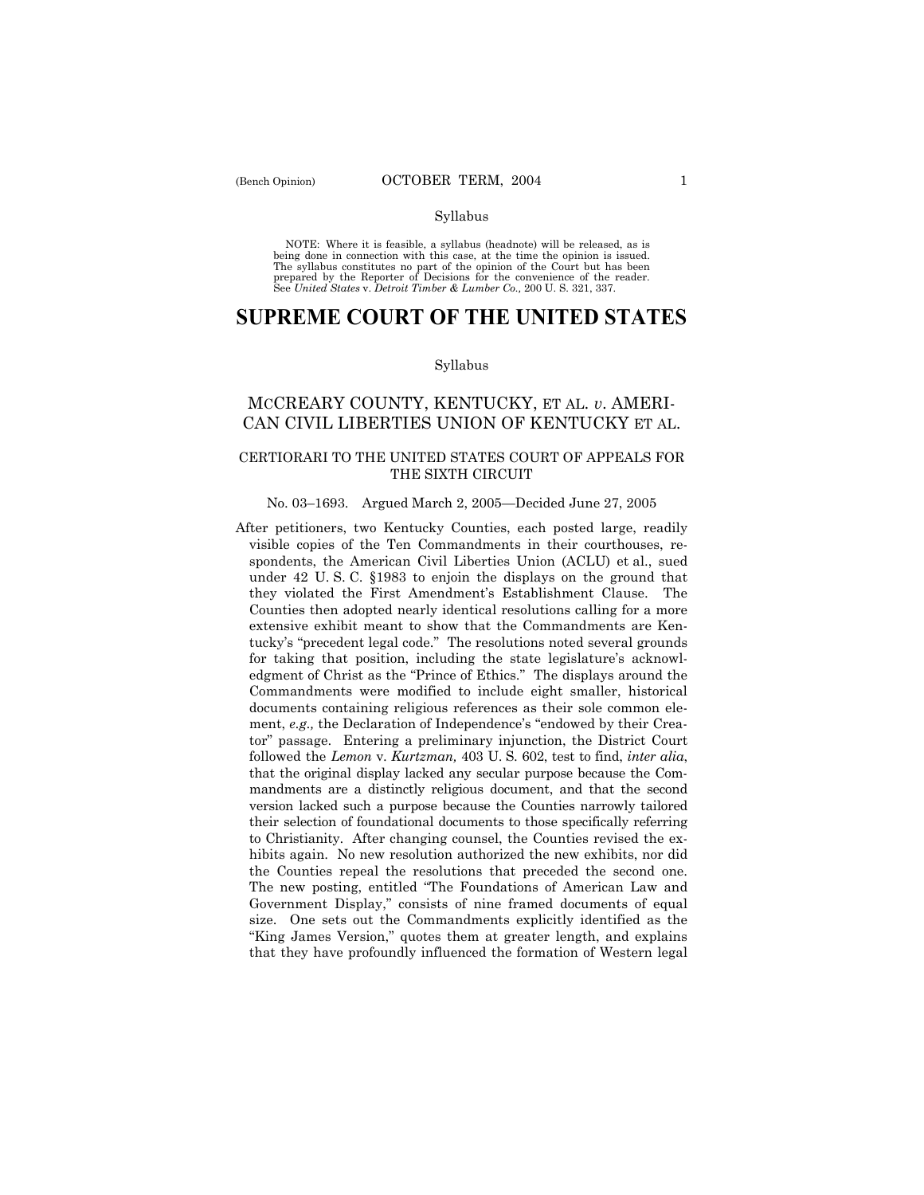Syllabus

NOTE: Where it is feasible, a syllabus (headnote) will be released, as is being done in connection with this case, at the time the opinion is issued. The syllabus constitutes no part of the opinion of the Court but has been prepared by the Reporter of Decisions for the convenience of the reader. See *United States* v. *Detroit Timber & Lumber Co.,* 200 U. S. 321, 337.

# SUPREME COURT OF THE UNITED STATES

Syllabus

## MCCREARY COUNTY, KENTUCKY, ET AL. *v*. AMERICAN CIVIL LIBERTIES UNION OF KENTUCKY ET AL.

### CERTIORARI TO THE UNITED STATES COURT OF APPEALS FOR THE SIXTH CIRCUIT

No. 03–1693. Argued March 2, 2005—Decided June 27, 2005

After petitioners, two Kentucky Counties, each posted large, readily visible copies of the Ten Commandments in their courthouses, respondents, the American Civil Liberties Union (ACLU) et al., sued under 42 U. S. C. §1983 to enjoin the displays on the ground that they violated the First Amendment's Establishment Clause. The Counties then adopted nearly identical resolutions calling for a more extensive exhibit meant to show that the Commandments are Kentucky's "precedent legal code." The resolutions noted several grounds for taking that position, including the state legislature's acknowledgment of Christ as the "Prince of Ethics." The displays around the Commandments were modified to include eight smaller, historical documents containing religious references as their sole common element, *e.g.,* the Declaration of Independence's "endowed by their Creator" passage. Entering a preliminary injunction, the District Court followed the *Lemon* v. *Kurtzman,* 403 U. S. 602, test to find, *inter alia*, that the original display lacked any secular purpose because the Commandments are a distinctly religious document, and that the second version lacked such a purpose because the Counties narrowly tailored their selection of foundational documents to those specifically referring to Christianity. After changing counsel, the Counties revised the exhibits again. No new resolution authorized the new exhibits, nor did the Counties repeal the resolutions that preceded the second one. The new posting, entitled "The Foundations of American Law and Government Display," consists of nine framed documents of equal size. One sets out the Commandments explicitly identified as the "King James Version," quotes them at greater length, and explains that they have profoundly influenced the formation of Western legal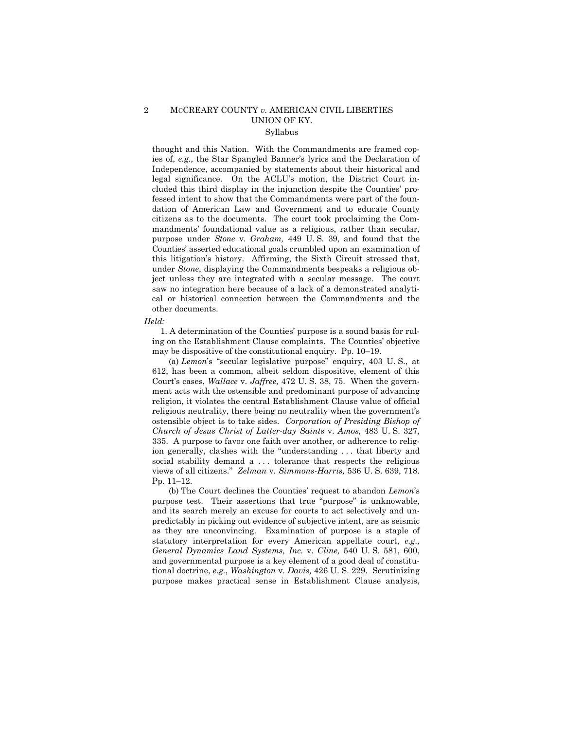thought and this Nation. With the Commandments are framed copies of, *e.g.,* the Star Spangled Banner's lyrics and the Declaration of Independence, accompanied by statements about their historical and legal significance. On the ACLU's motion, the District Court included this third display in the injunction despite the Counties' professed intent to show that the Commandments were part of the foundation of American Law and Government and to educate County citizens as to the documents. The court took proclaiming the Commandments' foundational value as a religious, rather than secular, purpose under *Stone* v. *Graham,* 449 U. S. 39, and found that the Counties' asserted educational goals crumbled upon an examination of this litigation's history. Affirming, the Sixth Circuit stressed that, under *Stone*, displaying the Commandments bespeaks a religious object unless they are integrated with a secular message. The court saw no integration here because of a lack of a demonstrated analytical or historical connection between the Commandments and the other documents.

*Held:*

1. A determination of the Counties' purpose is a sound basis for ruling on the Establishment Clause complaints. The Counties' objective may be dispositive of the constitutional enquiry. Pp. 10–19.

(a) *Lemon*'s "secular legislative purpose" enquiry, 403 U. S., at 612, has been a common, albeit seldom dispositive, element of this Court's cases, *Wallace* v. *Jaffree,* 472 U. S. 38, 75. When the government acts with the ostensible and predominant purpose of advancing religion, it violates the central Establishment Clause value of official religious neutrality, there being no neutrality when the government's ostensible object is to take sides. *Corporation of Presiding Bishop of Church of Jesus Christ of Latter-day Saints* v. *Amos,* 483 U. S. 327, 335. A purpose to favor one faith over another, or adherence to religion generally, clashes with the "understanding . . . that liberty and social stability demand a . . . tolerance that respects the religious views of all citizens." *Zelman* v. *Simmons-Harris,* 536 U. S. 639, 718. Pp. 11–12.

(b) The Court declines the Counties' request to abandon *Lemon*'s purpose test. Their assertions that true "purpose" is unknowable, and its search merely an excuse for courts to act selectively and unpredictably in picking out evidence of subjective intent, are as seismic as they are unconvincing. Examination of purpose is a staple of statutory interpretation for every American appellate court, *e.g., General Dynamics Land Systems, Inc.* v. *Cline,* 540 U. S. 581, 600, and governmental purpose is a key element of a good deal of constitutional doctrine, *e.g.*, *Washington* v. *Davis,* 426 U. S. 229. Scrutinizing purpose makes practical sense in Establishment Clause analysis,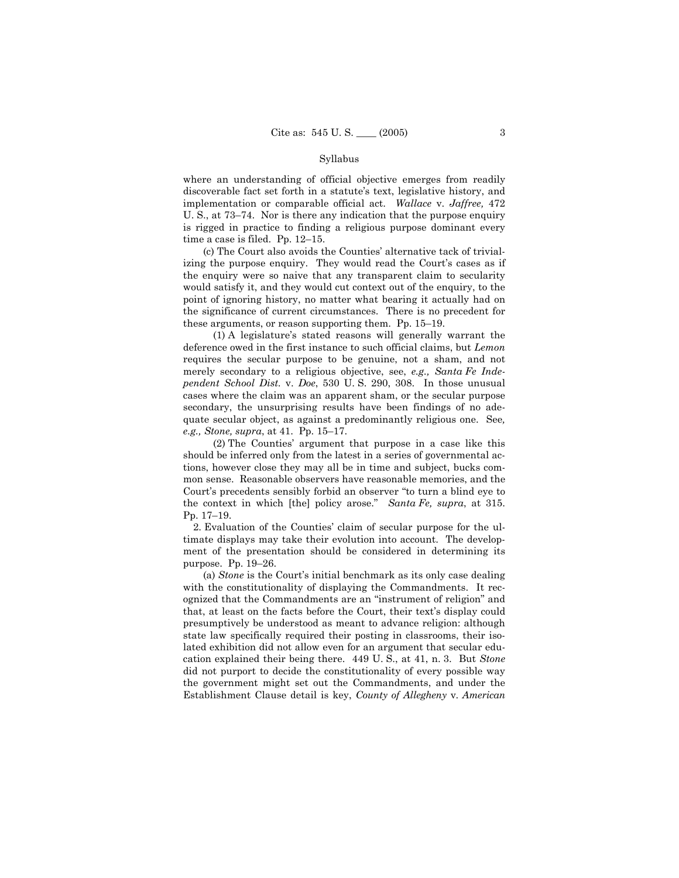Syllabus

where an understanding of official objective emerges from readily discoverable fact set forth in a statute's text, legislative history, and implementation or comparable official act. *Wallace* v. *Jaffree,* 472 U. S., at 73–74. Nor is there any indication that the purpose enquiry is rigged in practice to finding a religious purpose dominant every time a case is filed. Pp. 12–15.

(c) The Court also avoids the Counties' alternative tack of trivializing the purpose enquiry. They would read the Court's cases as if the enquiry were so naive that any transparent claim to secularity would satisfy it, and they would cut context out of the enquiry, to the point of ignoring history, no matter what bearing it actually had on the significance of current circumstances. There is no precedent for these arguments, or reason supporting them. Pp. 15–19.

(1) A legislature's stated reasons will generally warrant the deference owed in the first instance to such official claims, but *Lemon* requires the secular purpose to be genuine, not a sham, and not merely secondary to a religious objective, see, *e.g., Santa Fe Independent School Dist.* v. *Doe*, 530 U. S. 290, 308. In those unusual cases where the claim was an apparent sham, or the secular purpose secondary, the unsurprising results have been findings of no adequate secular object, as against a predominantly religious one. See*, e.g., Stone, supra*, at 41. Pp. 15–17.

(2) The Counties' argument that purpose in a case like this should be inferred only from the latest in a series of governmental actions, however close they may all be in time and subject, bucks common sense. Reasonable observers have reasonable memories, and the Court's precedents sensibly forbid an observer "to turn a blind eye to the context in which [the] policy arose." *Santa Fe, supra*, at 315. Pp. 17–19.

2. Evaluation of the Counties' claim of secular purpose for the ultimate displays may take their evolution into account. The development of the presentation should be considered in determining its purpose. Pp. 19–26.

(a) *Stone* is the Court's initial benchmark as its only case dealing with the constitutionality of displaying the Commandments. It recognized that the Commandments are an "instrument of religion" and that, at least on the facts before the Court, their text's display could presumptively be understood as meant to advance religion: although state law specifically required their posting in classrooms, their isolated exhibition did not allow even for an argument that secular education explained their being there. 449 U. S., at 41, n. 3. But *Stone* did not purport to decide the constitutionality of every possible way the government might set out the Commandments, and under the Establishment Clause detail is key, *County of Allegheny* v. *American*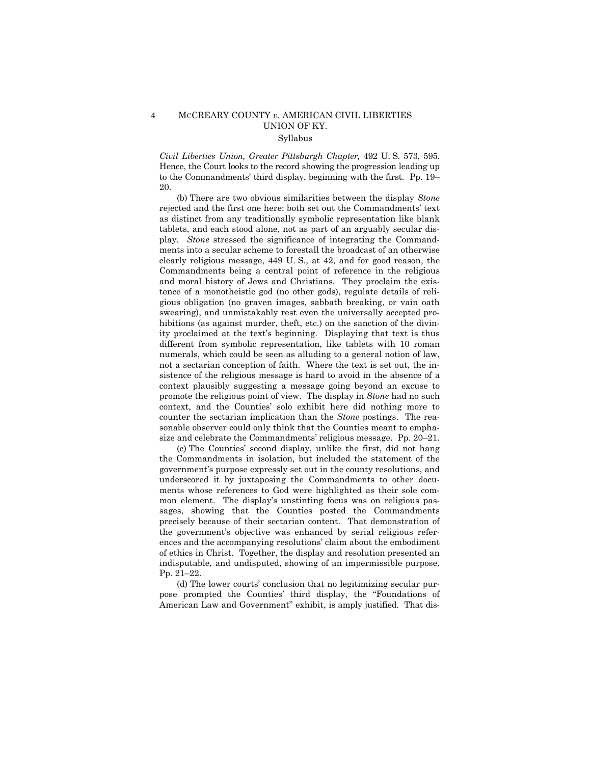*Civil Liberties Union, Greater Pittsburgh Chapter,* 492 U. S. 573, 595. Hence, the Court looks to the record showing the progression leading up to the Commandments' third display, beginning with the first. Pp. 19–20.

(b) There are two obvious similarities between the display *Stone* rejected and the first one here: both set out the Commandments' text as distinct from any traditionally symbolic representation like blank tablets, and each stood alone, not as part of an arguably secular display. *Stone* stressed the significance of integrating the Commandments into a secular scheme to forestall the broadcast of an otherwise clearly religious message, 449 U. S., at 42, and for good reason, the Commandments being a central point of reference in the religious and moral history of Jews and Christians. They proclaim the existence of a monotheistic god (no other gods), regulate details of religious obligation (no graven images, sabbath breaking, or vain oath swearing), and unmistakably rest even the universally accepted prohibitions (as against murder, theft, etc.) on the sanction of the divinity proclaimed at the text's beginning. Displaying that text is thus different from symbolic representation, like tablets with 10 roman numerals, which could be seen as alluding to a general notion of law, not a sectarian conception of faith. Where the text is set out, the insistence of the religious message is hard to avoid in the absence of a context plausibly suggesting a message going beyond an excuse to promote the religious point of view. The display in *Stone* had no such context, and the Counties' solo exhibit here did nothing more to counter the sectarian implication than the *Stone* postings. The reasonable observer could only think that the Counties meant to emphasize and celebrate the Commandments' religious message. Pp. 20–21.

(c) The Counties' second display, unlike the first, did not hang the Commandments in isolation, but included the statement of the government's purpose expressly set out in the county resolutions, and underscored it by juxtaposing the Commandments to other documents whose references to God were highlighted as their sole common element. The display's unstinting focus was on religious passages, showing that the Counties posted the Commandments precisely because of their sectarian content. That demonstration of the government's objective was enhanced by serial religious references and the accompanying resolutions' claim about the embodiment of ethics in Christ. Together, the display and resolution presented an indisputable, and undisputed, showing of an impermissible purpose. Pp. 21–22.

(d) The lower courts' conclusion that no legitimizing secular purpose prompted the Counties' third display, the "Foundations of American Law and Government" exhibit, is amply justified. That dis-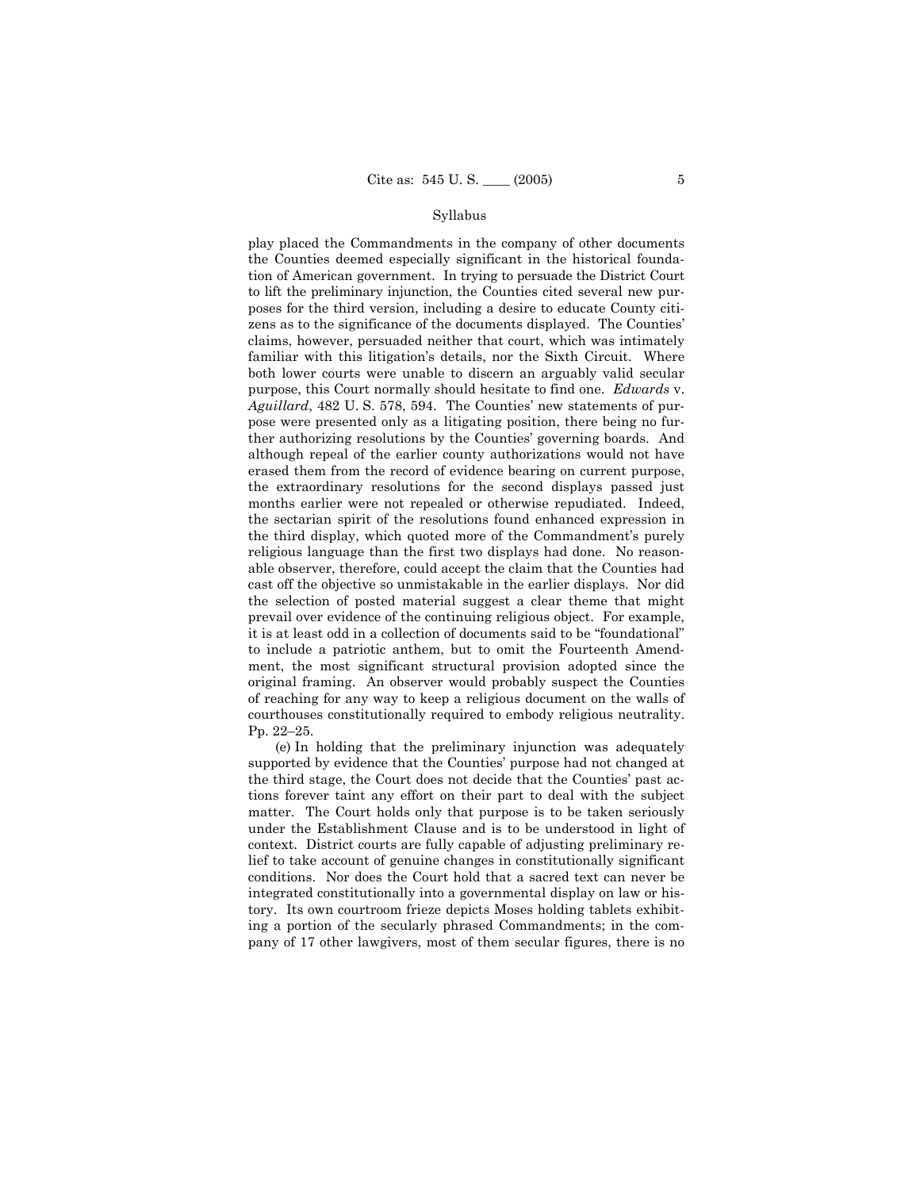play placed the Commandments in the company of other documents the Counties deemed especially significant in the historical foundation of American government. In trying to persuade the District Court to lift the preliminary injunction, the Counties cited several new purposes for the third version, including a desire to educate County citizens as to the significance of the documents displayed. The Counties' claims, however, persuaded neither that court, which was intimately familiar with this litigation's details, nor the Sixth Circuit. Where both lower courts were unable to discern an arguably valid secular purpose, this Court normally should hesitate to find one. *Edwards* v. *Aguillard*, 482 U. S. 578, 594. The Counties' new statements of purpose were presented only as a litigating position, there being no further authorizing resolutions by the Counties' governing boards. And although repeal of the earlier county authorizations would not have erased them from the record of evidence bearing on current purpose, the extraordinary resolutions for the second displays passed just months earlier were not repealed or otherwise repudiated. Indeed, the sectarian spirit of the resolutions found enhanced expression in the third display, which quoted more of the Commandment's purely religious language than the first two displays had done. No reasonable observer, therefore, could accept the claim that the Counties had cast off the objective so unmistakable in the earlier displays. Nor did the selection of posted material suggest a clear theme that might prevail over evidence of the continuing religious object. For example, it is at least odd in a collection of documents said to be "foundational" to include a patriotic anthem, but to omit the Fourteenth Amendment, the most significant structural provision adopted since the original framing. An observer would probably suspect the Counties of reaching for any way to keep a religious document on the walls of courthouses constitutionally required to embody religious neutrality. Pp. 22–25.

(e) In holding that the preliminary injunction was adequately supported by evidence that the Counties' purpose had not changed at the third stage, the Court does not decide that the Counties' past actions forever taint any effort on their part to deal with the subject matter. The Court holds only that purpose is to be taken seriously under the Establishment Clause and is to be understood in light of context. District courts are fully capable of adjusting preliminary relief to take account of genuine changes in constitutionally significant conditions. Nor does the Court hold that a sacred text can never be integrated constitutionally into a governmental display on law or history. Its own courtroom frieze depicts Moses holding tablets exhibiting a portion of the secularly phrased Commandments; in the company of 17 other lawgivers, most of them secular figures, there is no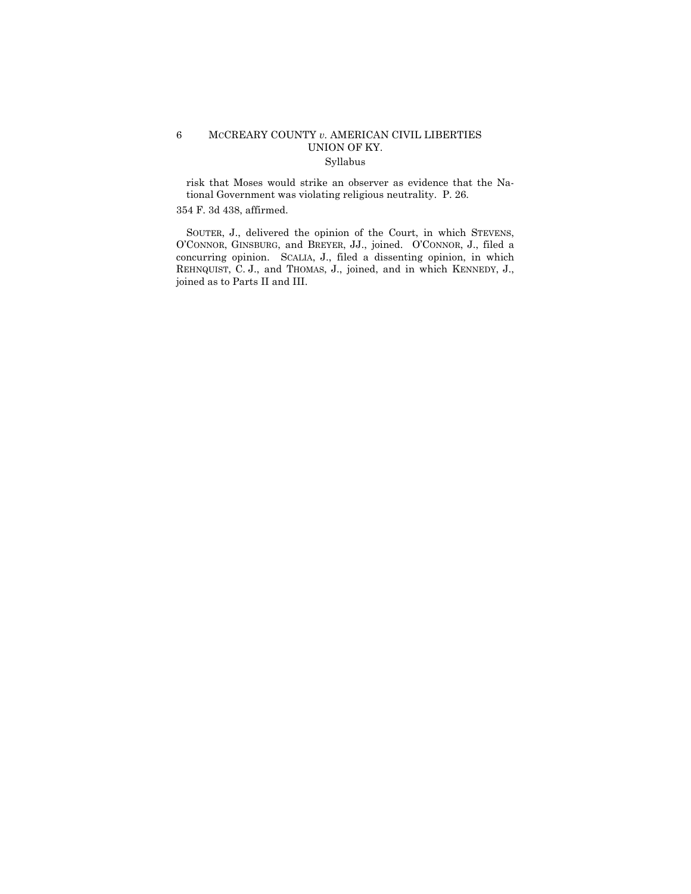risk that Moses would strike an observer as evidence that the National Government was violating religious neutrality. P. 26.

354 F. 3d 438, affirmed.

SOUTER, J., delivered the opinion of the Court, in which STEVENS, O'CONNOR, GINSBURG, and BREYER, JJ., joined. O'CONNOR, J., filed a concurring opinion. SCALIA, J., filed a dissenting opinion, in which REHNQUIST, C. J., and THOMAS, J., joined, and in which KENNEDY, J., joined as to Parts II and III.